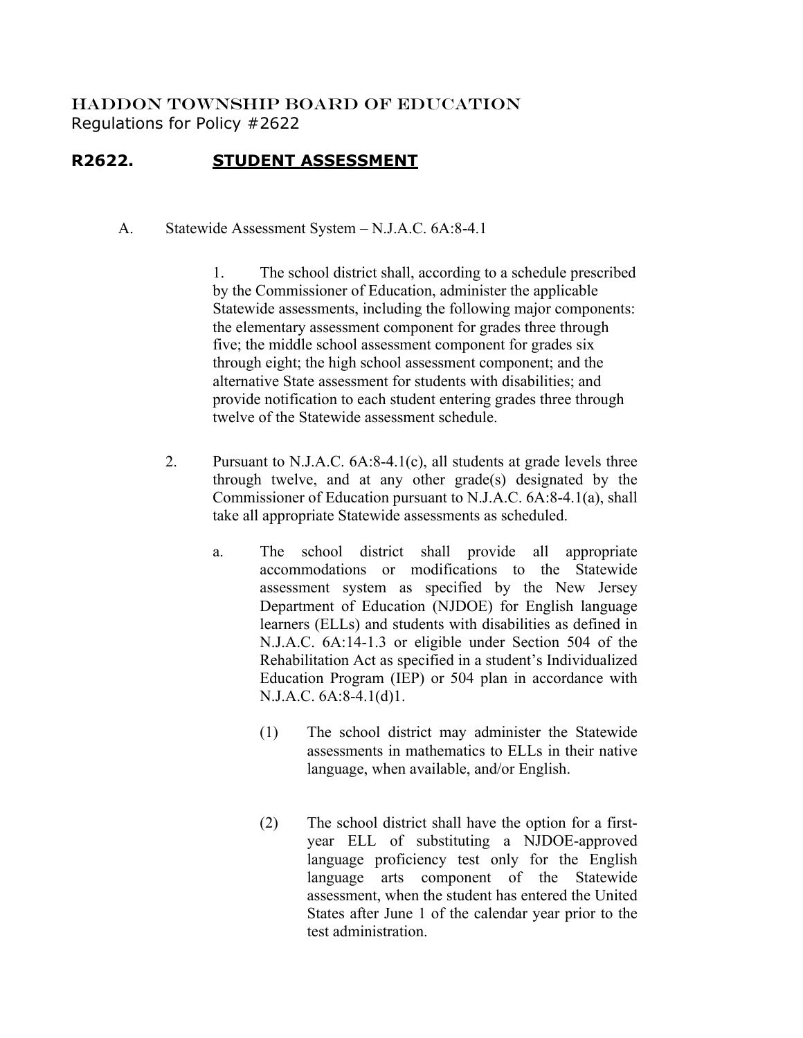HADDON TOWNSHIP BOARD OF EDUCATION
Regulations for Policy #2622

# R2622. STUDENT ASSESSMENT

A. Statewide Assessment System – N.J.A.C. 6A:8-4.1

1. The school district shall, according to a schedule prescribed by the Commissioner of Education, administer the applicable Statewide assessments, including the following major components: the elementary assessment component for grades three through five; the middle school assessment component for grades six through eight; the high school assessment component; and the alternative State assessment for students with disabilities; and provide notification to each student entering grades three through twelve of the Statewide assessment schedule.

2. Pursuant to N.J.A.C. 6A:8-4.1(c), all students at grade levels three through twelve, and at any other grade(s) designated by the Commissioner of Education pursuant to N.J.A.C. 6A:8-4.1(a), shall take all appropriate Statewide assessments as scheduled.

   a. The school district shall provide all appropriate accommodations or modifications to the Statewide assessment system as specified by the New Jersey Department of Education (NJDOE) for English language learners (ELLs) and students with disabilities as defined in N.J.A.C. 6A:14-1.3 or eligible under Section 504 of the Rehabilitation Act as specified in a student's Individualized Education Program (IEP) or 504 plan in accordance with N.J.A.C. 6A:8-4.1(d)1.

      (1) The school district may administer the Statewide assessments in mathematics to ELLs in their native language, when available, and/or English.

      (2) The school district shall have the option for a first-year ELL of substituting a NJDOE-approved language proficiency test only for the English language arts component of the Statewide assessment, when the student has entered the United States after June 1 of the calendar year prior to the test administration.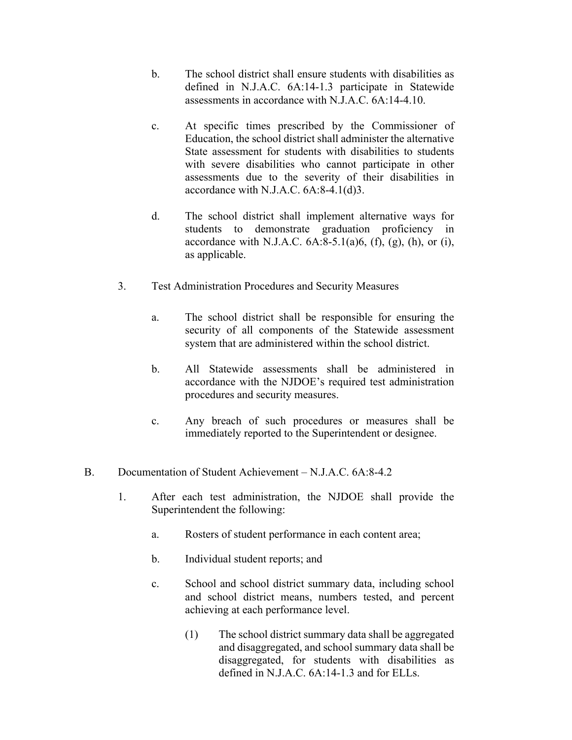b. The school district shall ensure students with disabilities as defined in N.J.A.C. 6A:14-1.3 participate in Statewide assessments in accordance with N.J.A.C. 6A:14-4.10.

c. At specific times prescribed by the Commissioner of Education, the school district shall administer the alternative State assessment for students with disabilities to students with severe disabilities who cannot participate in other assessments due to the severity of their disabilities in accordance with N.J.A.C. 6A:8-4.1(d)3.

d. The school district shall implement alternative ways for students to demonstrate graduation proficiency in accordance with N.J.A.C. 6A:8-5.1(a)6, (f), (g), (h), or (i), as applicable.

3. Test Administration Procedures and Security Measures

a. The school district shall be responsible for ensuring the security of all components of the Statewide assessment system that are administered within the school district.

b. All Statewide assessments shall be administered in accordance with the NJDOE's required test administration procedures and security measures.

c. Any breach of such procedures or measures shall be immediately reported to the Superintendent or designee.

B. Documentation of Student Achievement – N.J.A.C. 6A:8-4.2

1. After each test administration, the NJDOE shall provide the Superintendent the following:

a. Rosters of student performance in each content area;

b. Individual student reports; and

c. School and school district summary data, including school and school district means, numbers tested, and percent achieving at each performance level.

(1) The school district summary data shall be aggregated and disaggregated, and school summary data shall be disaggregated, for students with disabilities as defined in N.J.A.C. 6A:14-1.3 and for ELLs.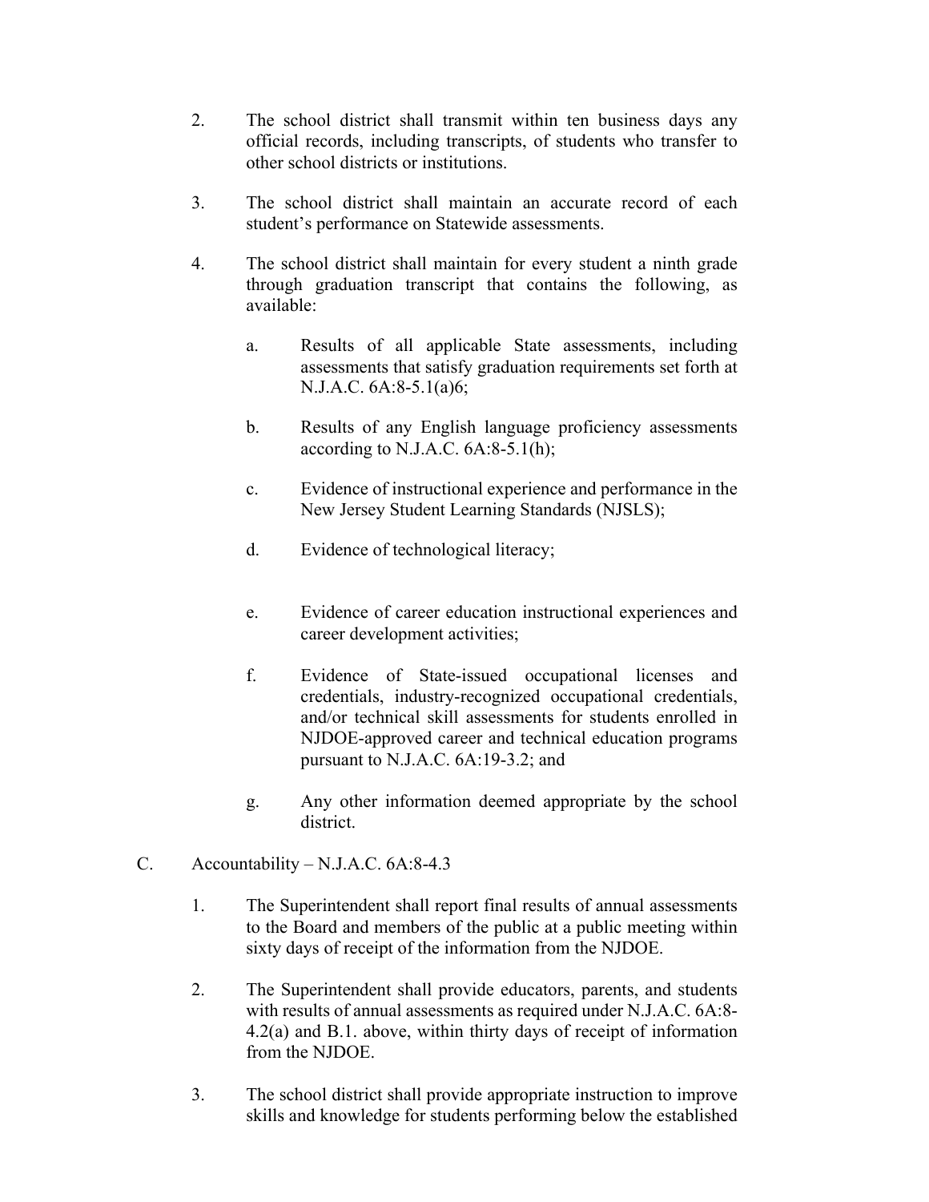2. The school district shall transmit within ten business days any official records, including transcripts, of students who transfer to other school districts or institutions.

3. The school district shall maintain an accurate record of each student's performance on Statewide assessments.

4. The school district shall maintain for every student a ninth grade through graduation transcript that contains the following, as available:

   a. Results of all applicable State assessments, including assessments that satisfy graduation requirements set forth at N.J.A.C. 6A:8-5.1(a)6;

   b. Results of any English language proficiency assessments according to N.J.A.C. 6A:8-5.1(h);

   c. Evidence of instructional experience and performance in the New Jersey Student Learning Standards (NJSLS);

   d. Evidence of technological literacy;

   e. Evidence of career education instructional experiences and career development activities;

   f. Evidence of State-issued occupational licenses and credentials, industry-recognized occupational credentials, and/or technical skill assessments for students enrolled in NJDOE-approved career and technical education programs pursuant to N.J.A.C. 6A:19-3.2; and

   g. Any other information deemed appropriate by the school district.

C. Accountability – N.J.A.C. 6A:8-4.3

1. The Superintendent shall report final results of annual assessments to the Board and members of the public at a public meeting within sixty days of receipt of the information from the NJDOE.

2. The Superintendent shall provide educators, parents, and students with results of annual assessments as required under N.J.A.C. 6A:8-4.2(a) and B.1. above, within thirty days of receipt of information from the NJDOE.

3. The school district shall provide appropriate instruction to improve skills and knowledge for students performing below the established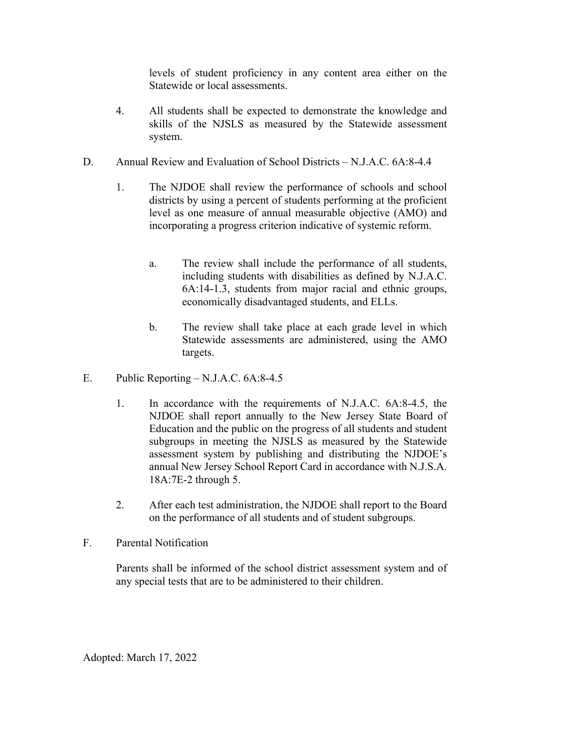levels of student proficiency in any content area either on the Statewide or local assessments.

4. All students shall be expected to demonstrate the knowledge and skills of the NJSLS as measured by the Statewide assessment system.

D. Annual Review and Evaluation of School Districts – N.J.A.C. 6A:8-4.4

1. The NJDOE shall review the performance of schools and school districts by using a percent of students performing at the proficient level as one measure of annual measurable objective (AMO) and incorporating a progress criterion indicative of systemic reform.

   a. The review shall include the performance of all students, including students with disabilities as defined by N.J.A.C. 6A:14-1.3, students from major racial and ethnic groups, economically disadvantaged students, and ELLs.

   b. The review shall take place at each grade level in which Statewide assessments are administered, using the AMO targets.

E. Public Reporting – N.J.A.C. 6A:8-4.5

1. In accordance with the requirements of N.J.A.C. 6A:8-4.5, the NJDOE shall report annually to the New Jersey State Board of Education and the public on the progress of all students and student subgroups in meeting the NJSLS as measured by the Statewide assessment system by publishing and distributing the NJDOE's annual New Jersey School Report Card in accordance with N.J.S.A. 18A:7E-2 through 5.

2. After each test administration, the NJDOE shall report to the Board on the performance of all students and of student subgroups.

F. Parental Notification

Parents shall be informed of the school district assessment system and of any special tests that are to be administered to their children.

Adopted: March 17, 2022